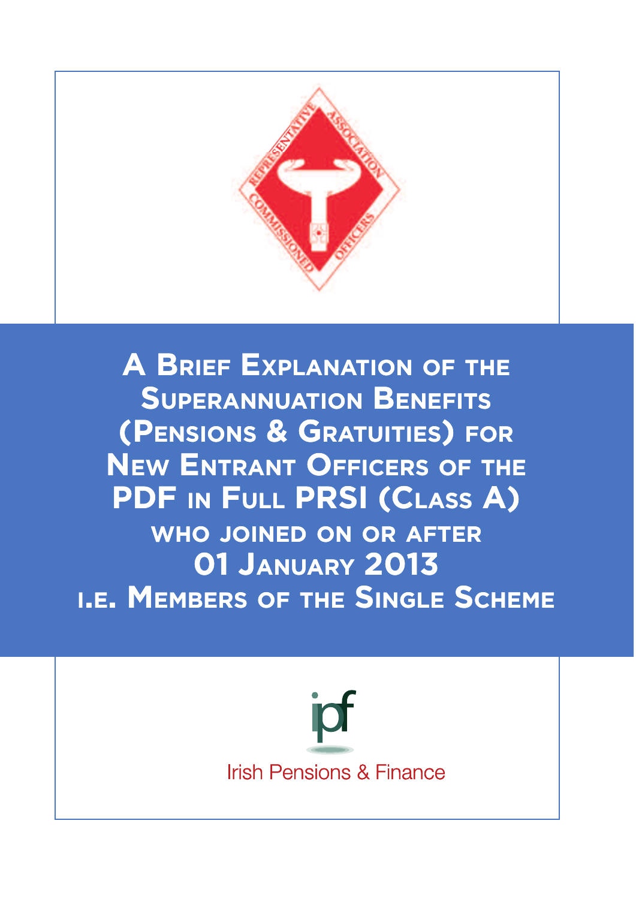# A Brief Explanation of the Superannuation Benefits (Pensions & Gratuities) for New Entrant Officers of the PDF in Full PRSI (Class A) who joined on or after 01 January 2013 i.e. Members of the Single Scheme

Irish Pensions & Finance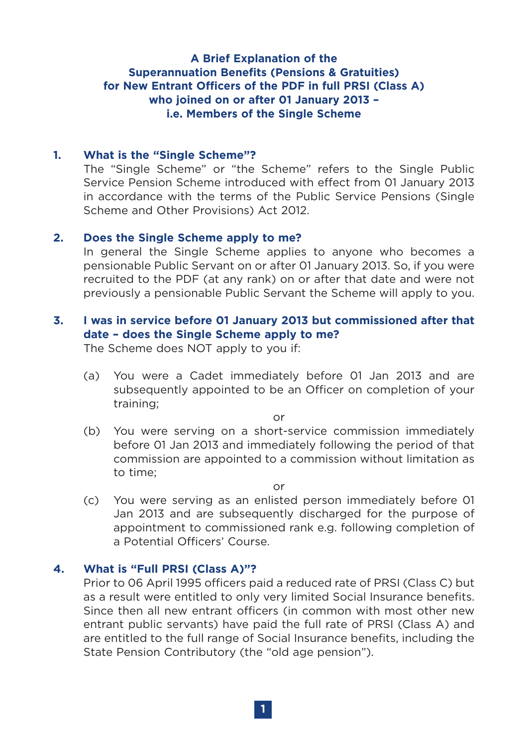# A Brief Explanation of the Superannuation Benefits (Pensions & Gratuities) for New Entrant Officers of the PDF in full PRSI (Class A) who joined on or after 01 January 2013 – i.e. Members of the Single Scheme

## 1. What is the "Single Scheme"?

The "Single Scheme" or "the Scheme" refers to the Single Public Service Pension Scheme introduced with effect from 01 January 2013 in accordance with the terms of the Public Service Pensions (Single Scheme and Other Provisions) Act 2012.

## 2. Does the Single Scheme apply to me?

In general the Single Scheme applies to anyone who becomes a pensionable Public Servant on or after 01 January 2013. So, if you were recruited to the PDF (at any rank) on or after that date and were not previously a pensionable Public Servant the Scheme will apply to you.

## 3. I was in service before 01 January 2013 but commissioned after that date – does the Single Scheme apply to me?

The Scheme does NOT apply to you if:

(a) You were a Cadet immediately before 01 Jan 2013 and are subsequently appointed to be an Officer on completion of your training;

or

(b) You were serving on a short-service commission immediately before 01 Jan 2013 and immediately following the period of that commission are appointed to a commission without limitation as to time;

or

(c) You were serving as an enlisted person immediately before 01 Jan 2013 and are subsequently discharged for the purpose of appointment to commissioned rank e.g. following completion of a Potential Officers' Course.

## 4. What is "Full PRSI (Class A)"?

Prior to 06 April 1995 officers paid a reduced rate of PRSI (Class C) but as a result were entitled to only very limited Social Insurance benefits. Since then all new entrant officers (in common with most other new entrant public servants) have paid the full rate of PRSI (Class A) and are entitled to the full range of Social Insurance benefits, including the State Pension Contributory (the "old age pension").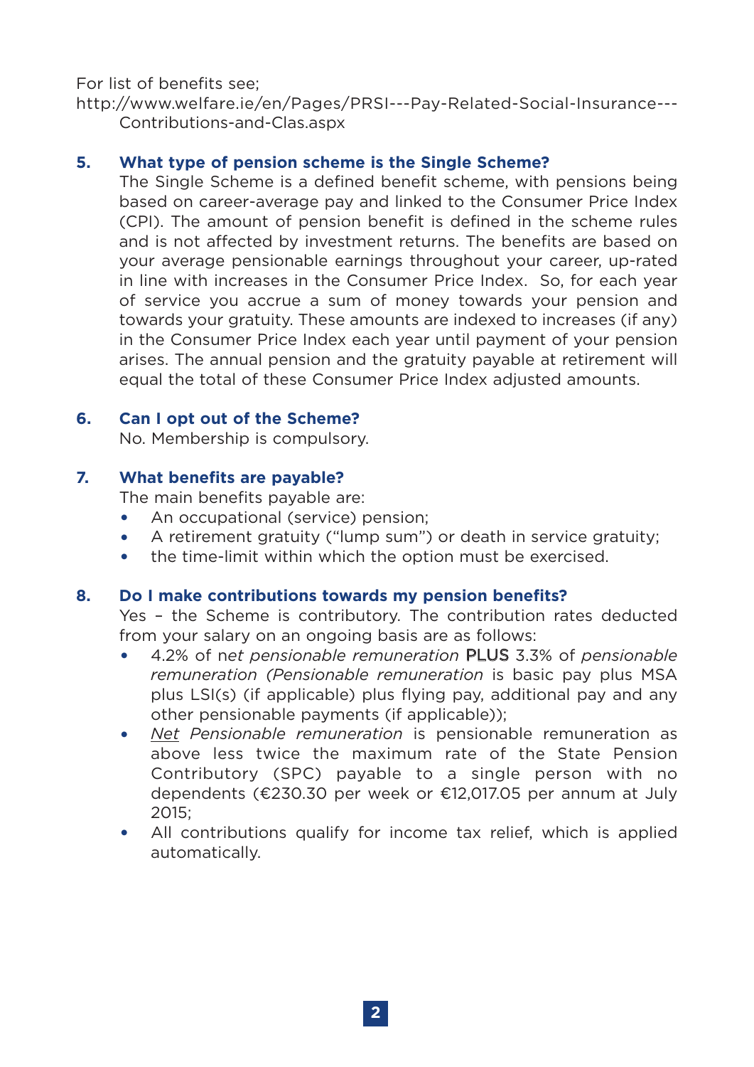For list of benefits see;
http://www.welfare.ie/en/Pages/PRSI---Pay-Related-Social-Insurance---Contributions-and-Clas.aspx

**5. What type of pension scheme is the Single Scheme?**

The Single Scheme is a defined benefit scheme, with pensions being based on career-average pay and linked to the Consumer Price Index (CPI). The amount of pension benefit is defined in the scheme rules and is not affected by investment returns. The benefits are based on your average pensionable earnings throughout your career, up-rated in line with increases in the Consumer Price Index. So, for each year of service you accrue a sum of money towards your pension and towards your gratuity. These amounts are indexed to increases (if any) in the Consumer Price Index each year until payment of your pension arises. The annual pension and the gratuity payable at retirement will equal the total of these Consumer Price Index adjusted amounts.

**6. Can I opt out of the Scheme?**

No. Membership is compulsory.

**7. What benefits are payable?**

The main benefits payable are:

- An occupational (service) pension;
- A retirement gratuity ("lump sum") or death in service gratuity;
- the time-limit within which the option must be exercised.

**8. Do I make contributions towards my pension benefits?**

Yes – the Scheme is contributory. The contribution rates deducted from your salary on an ongoing basis are as follows:

- 4.2% of n*et pensionable remuneration* PLUS 3.3% of *pensionable remuneration (Pensionable remuneration* is basic pay plus MSA plus LSI(s) (if applicable) plus flying pay, additional pay and any other pensionable payments (if applicable));
- *Net Pensionable remuneration* is pensionable remuneration as above less twice the maximum rate of the State Pension Contributory (SPC) payable to a single person with no dependents (€230.30 per week or €12,017.05 per annum at July 2015;
- All contributions qualify for income tax relief, which is applied automatically.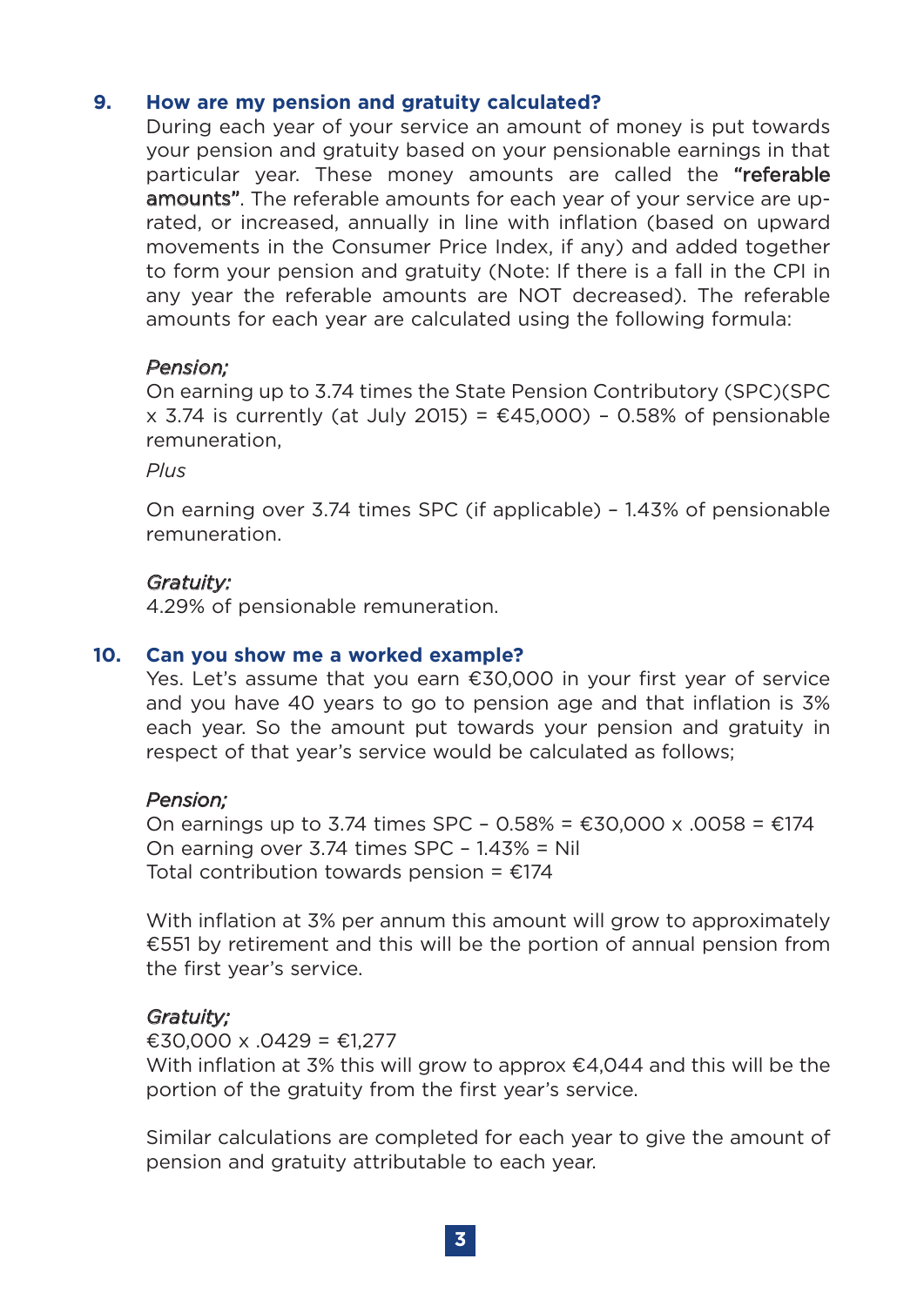### 9. How are my pension and gratuity calculated?

During each year of your service an amount of money is put towards your pension and gratuity based on your pensionable earnings in that particular year. These money amounts are called the **"referable amounts"**. The referable amounts for each year of your service are up-rated, or increased, annually in line with inflation (based on upward movements in the Consumer Price Index, if any) and added together to form your pension and gratuity (Note: If there is a fall in the CPI in any year the referable amounts are NOT decreased). The referable amounts for each year are calculated using the following formula:

*Pension;*

On earning up to 3.74 times the State Pension Contributory (SPC)(SPC x 3.74 is currently (at July 2015) = €45,000) – 0.58% of pensionable remuneration,

*Plus*

On earning over 3.74 times SPC (if applicable) – 1.43% of pensionable remuneration.

*Gratuity:*

4.29% of pensionable remuneration.

### 10. Can you show me a worked example?

Yes. Let's assume that you earn €30,000 in your first year of service and you have 40 years to go to pension age and that inflation is 3% each year. So the amount put towards your pension and gratuity in respect of that year's service would be calculated as follows;

*Pension;*

On earnings up to 3.74 times SPC – 0.58% = €30,000 x .0058 = €174
On earning over 3.74 times SPC – 1.43% = Nil
Total contribution towards pension = €174

With inflation at 3% per annum this amount will grow to approximately €551 by retirement and this will be the portion of annual pension from the first year's service.

*Gratuity;*

€30,000 x .0429 = €1,277
With inflation at 3% this will grow to approx €4,044 and this will be the portion of the gratuity from the first year's service.

Similar calculations are completed for each year to give the amount of pension and gratuity attributable to each year.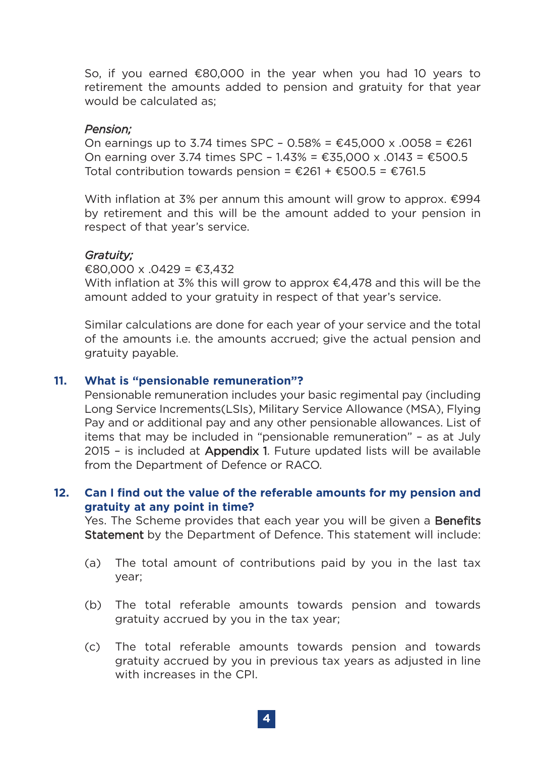So, if you earned €80,000 in the year when you had 10 years to retirement the amounts added to pension and gratuity for that year would be calculated as;

*Pension;*

On earnings up to 3.74 times SPC – 0.58% = €45,000 x .0058 = €261
On earning over 3.74 times SPC – 1.43% = €35,000 x .0143 = €500.5
Total contribution towards pension = €261 + €500.5 = €761.5

With inflation at 3% per annum this amount will grow to approx. €994 by retirement and this will be the amount added to your pension in respect of that year's service.

*Gratuity;*

€80,000 x .0429 = €3,432
With inflation at 3% this will grow to approx €4,478 and this will be the amount added to your gratuity in respect of that year's service.

Similar calculations are done for each year of your service and the total of the amounts i.e. the amounts accrued; give the actual pension and gratuity payable.

## 11. What is "pensionable remuneration"?

Pensionable remuneration includes your basic regimental pay (including Long Service Increments(LSIs), Military Service Allowance (MSA), Flying Pay and or additional pay and any other pensionable allowances. List of items that may be included in "pensionable remuneration" – as at July 2015 – is included at Appendix 1. Future updated lists will be available from the Department of Defence or RACO.

## 12. Can I find out the value of the referable amounts for my pension and gratuity at any point in time?

Yes. The Scheme provides that each year you will be given a Benefits Statement by the Department of Defence. This statement will include:

(a) The total amount of contributions paid by you in the last tax year;

(b) The total referable amounts towards pension and towards gratuity accrued by you in the tax year;

(c) The total referable amounts towards pension and towards gratuity accrued by you in previous tax years as adjusted in line with increases in the CPI.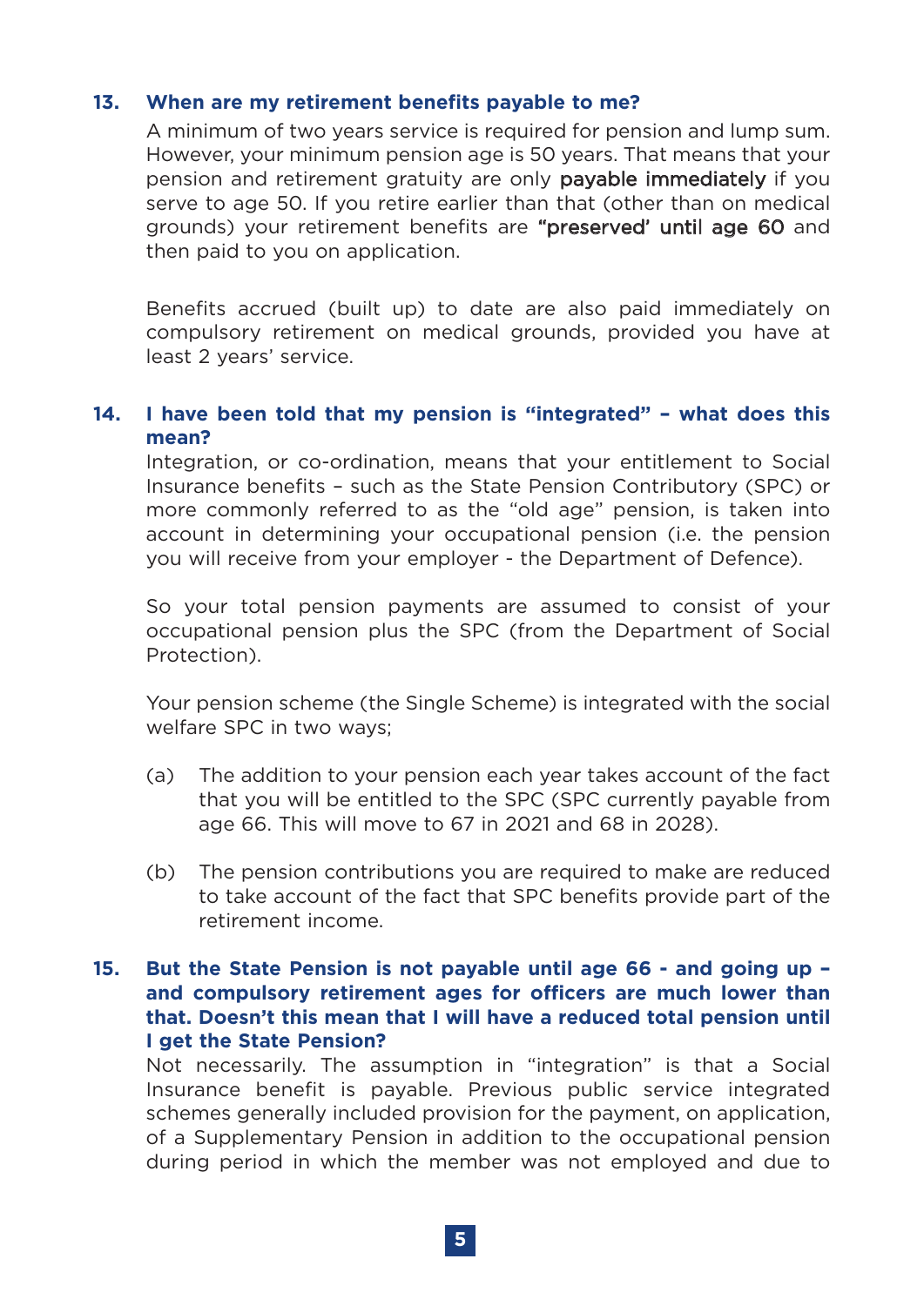**13. When are my retirement benefits payable to me?**

A minimum of two years service is required for pension and lump sum. However, your minimum pension age is 50 years. That means that your pension and retirement gratuity are only **payable immediately** if you serve to age 50. If you retire earlier than that (other than on medical grounds) your retirement benefits are **"preserved' until age 60** and then paid to you on application.

Benefits accrued (built up) to date are also paid immediately on compulsory retirement on medical grounds, provided you have at least 2 years' service.

**14. I have been told that my pension is "integrated" – what does this mean?**

Integration, or co-ordination, means that your entitlement to Social Insurance benefits – such as the State Pension Contributory (SPC) or more commonly referred to as the "old age" pension, is taken into account in determining your occupational pension (i.e. the pension you will receive from your employer - the Department of Defence).

So your total pension payments are assumed to consist of your occupational pension plus the SPC (from the Department of Social Protection).

Your pension scheme (the Single Scheme) is integrated with the social welfare SPC in two ways;

(a) The addition to your pension each year takes account of the fact that you will be entitled to the SPC (SPC currently payable from age 66. This will move to 67 in 2021 and 68 in 2028).

(b) The pension contributions you are required to make are reduced to take account of the fact that SPC benefits provide part of the retirement income.

**15. But the State Pension is not payable until age 66 - and going up – and compulsory retirement ages for officers are much lower than that. Doesn't this mean that I will have a reduced total pension until I get the State Pension?**

Not necessarily. The assumption in "integration" is that a Social Insurance benefit is payable. Previous public service integrated schemes generally included provision for the payment, on application, of a Supplementary Pension in addition to the occupational pension during period in which the member was not employed and due to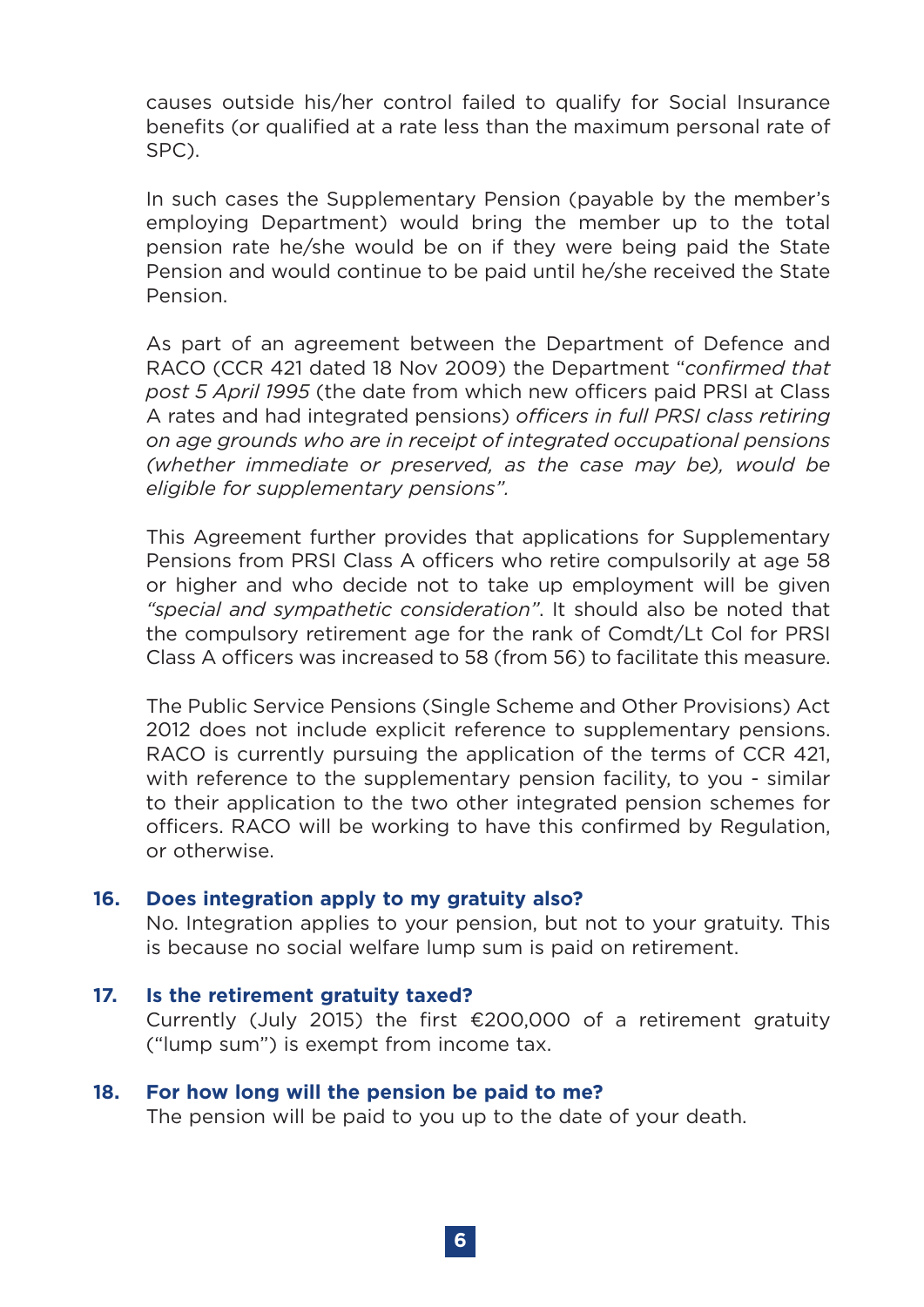causes outside his/her control failed to qualify for Social Insurance benefits (or qualified at a rate less than the maximum personal rate of SPC).

In such cases the Supplementary Pension (payable by the member's employing Department) would bring the member up to the total pension rate he/she would be on if they were being paid the State Pension and would continue to be paid until he/she received the State Pension.

As part of an agreement between the Department of Defence and RACO (CCR 421 dated 18 Nov 2009) the Department "*confirmed that post 5 April 1995* (the date from which new officers paid PRSI at Class A rates and had integrated pensions) *officers in full PRSI class retiring on age grounds who are in receipt of integrated occupational pensions (whether immediate or preserved, as the case may be), would be eligible for supplementary pensions".*

This Agreement further provides that applications for Supplementary Pensions from PRSI Class A officers who retire compulsorily at age 58 or higher and who decide not to take up employment will be given *"special and sympathetic consideration"*. It should also be noted that the compulsory retirement age for the rank of Comdt/Lt Col for PRSI Class A officers was increased to 58 (from 56) to facilitate this measure.

The Public Service Pensions (Single Scheme and Other Provisions) Act 2012 does not include explicit reference to supplementary pensions. RACO is currently pursuing the application of the terms of CCR 421, with reference to the supplementary pension facility, to you - similar to their application to the two other integrated pension schemes for officers. RACO will be working to have this confirmed by Regulation, or otherwise.

**16. Does integration apply to my gratuity also?**

No. Integration applies to your pension, but not to your gratuity. This is because no social welfare lump sum is paid on retirement.

**17. Is the retirement gratuity taxed?**

Currently (July 2015) the first €200,000 of a retirement gratuity ("lump sum") is exempt from income tax.

**18. For how long will the pension be paid to me?**

The pension will be paid to you up to the date of your death.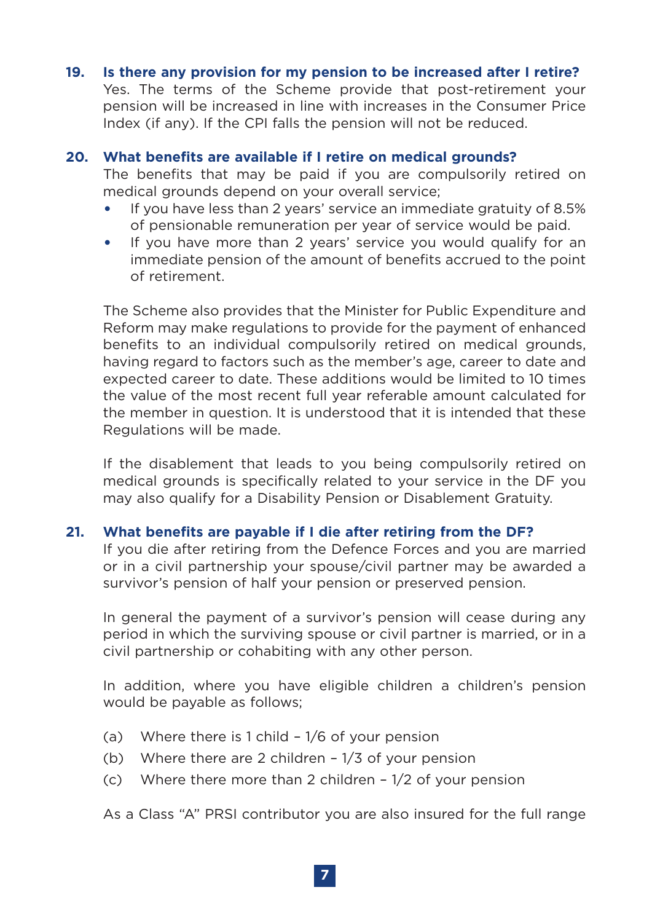**19. Is there any provision for my pension to be increased after I retire?**

Yes. The terms of the Scheme provide that post-retirement your pension will be increased in line with increases in the Consumer Price Index (if any). If the CPI falls the pension will not be reduced.

**20. What benefits are available if I retire on medical grounds?**

The benefits that may be paid if you are compulsorily retired on medical grounds depend on your overall service;

- If you have less than 2 years' service an immediate gratuity of 8.5% of pensionable remuneration per year of service would be paid.
- If you have more than 2 years' service you would qualify for an immediate pension of the amount of benefits accrued to the point of retirement.

The Scheme also provides that the Minister for Public Expenditure and Reform may make regulations to provide for the payment of enhanced benefits to an individual compulsorily retired on medical grounds, having regard to factors such as the member's age, career to date and expected career to date. These additions would be limited to 10 times the value of the most recent full year referable amount calculated for the member in question. It is understood that it is intended that these Regulations will be made.

If the disablement that leads to you being compulsorily retired on medical grounds is specifically related to your service in the DF you may also qualify for a Disability Pension or Disablement Gratuity.

**21. What benefits are payable if I die after retiring from the DF?**

If you die after retiring from the Defence Forces and you are married or in a civil partnership your spouse/civil partner may be awarded a survivor's pension of half your pension or preserved pension.

In general the payment of a survivor's pension will cease during any period in which the surviving spouse or civil partner is married, or in a civil partnership or cohabiting with any other person.

In addition, where you have eligible children a children's pension would be payable as follows;

(a) Where there is 1 child – 1/6 of your pension
(b) Where there are 2 children – 1/3 of your pension
(c) Where there more than 2 children – 1/2 of your pension

As a Class "A" PRSI contributor you are also insured for the full range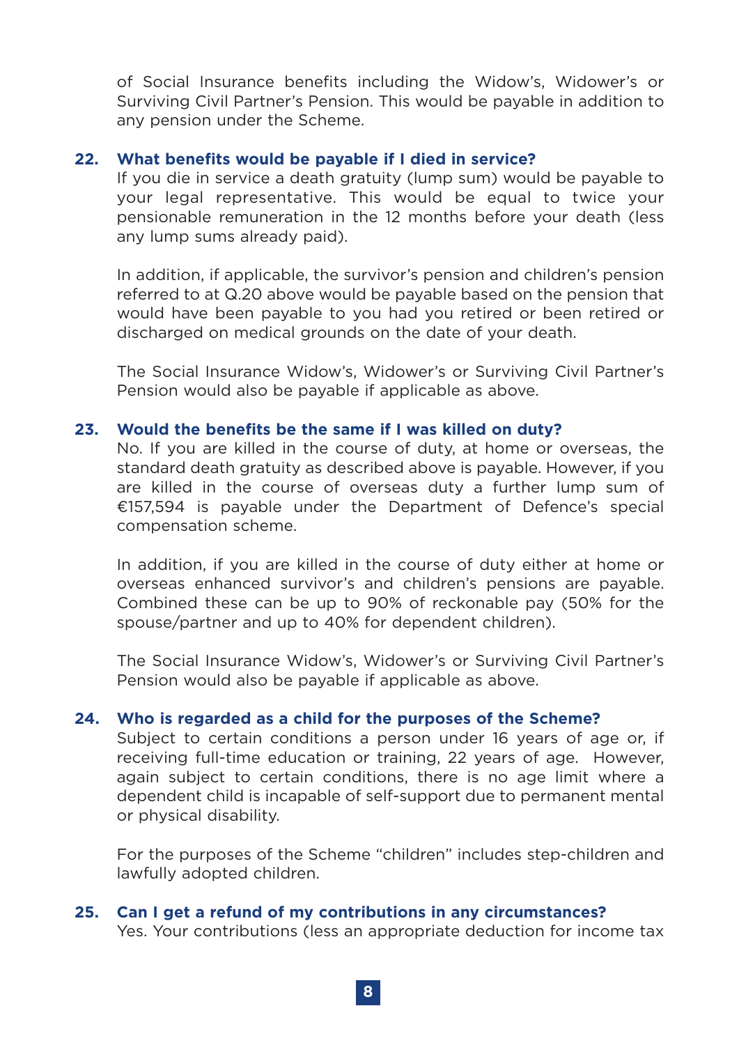of Social Insurance benefits including the Widow's, Widower's or Surviving Civil Partner's Pension. This would be payable in addition to any pension under the Scheme.

**22. What benefits would be payable if I died in service?**

If you die in service a death gratuity (lump sum) would be payable to your legal representative. This would be equal to twice your pensionable remuneration in the 12 months before your death (less any lump sums already paid).

In addition, if applicable, the survivor's pension and children's pension referred to at Q.20 above would be payable based on the pension that would have been payable to you had you retired or been retired or discharged on medical grounds on the date of your death.

The Social Insurance Widow's, Widower's or Surviving Civil Partner's Pension would also be payable if applicable as above.

**23. Would the benefits be the same if I was killed on duty?**

No. If you are killed in the course of duty, at home or overseas, the standard death gratuity as described above is payable. However, if you are killed in the course of overseas duty a further lump sum of €157,594 is payable under the Department of Defence's special compensation scheme.

In addition, if you are killed in the course of duty either at home or overseas enhanced survivor's and children's pensions are payable. Combined these can be up to 90% of reckonable pay (50% for the spouse/partner and up to 40% for dependent children).

The Social Insurance Widow's, Widower's or Surviving Civil Partner's Pension would also be payable if applicable as above.

**24. Who is regarded as a child for the purposes of the Scheme?**

Subject to certain conditions a person under 16 years of age or, if receiving full-time education or training, 22 years of age. However, again subject to certain conditions, there is no age limit where a dependent child is incapable of self-support due to permanent mental or physical disability.

For the purposes of the Scheme "children" includes step-children and lawfully adopted children.

**25. Can I get a refund of my contributions in any circumstances?**

Yes. Your contributions (less an appropriate deduction for income tax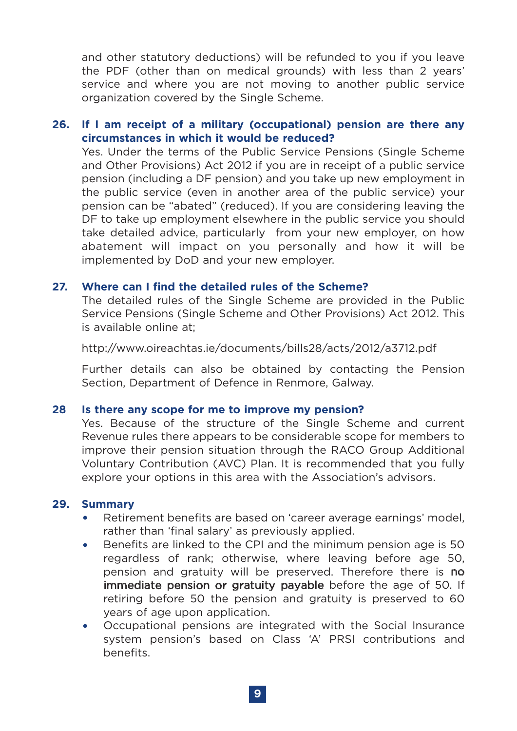and other statutory deductions) will be refunded to you if you leave the PDF (other than on medical grounds) with less than 2 years' service and where you are not moving to another public service organization covered by the Single Scheme.

**26. If I am receipt of a military (occupational) pension are there any circumstances in which it would be reduced?**

Yes. Under the terms of the Public Service Pensions (Single Scheme and Other Provisions) Act 2012 if you are in receipt of a public service pension (including a DF pension) and you take up new employment in the public service (even in another area of the public service) your pension can be "abated" (reduced). If you are considering leaving the DF to take up employment elsewhere in the public service you should take detailed advice, particularly from your new employer, on how abatement will impact on you personally and how it will be implemented by DoD and your new employer.

**27. Where can I find the detailed rules of the Scheme?**

The detailed rules of the Single Scheme are provided in the Public Service Pensions (Single Scheme and Other Provisions) Act 2012. This is available online at;

http://www.oireachtas.ie/documents/bills28/acts/2012/a3712.pdf

Further details can also be obtained by contacting the Pension Section, Department of Defence in Renmore, Galway.

**28 Is there any scope for me to improve my pension?**

Yes. Because of the structure of the Single Scheme and current Revenue rules there appears to be considerable scope for members to improve their pension situation through the RACO Group Additional Voluntary Contribution (AVC) Plan. It is recommended that you fully explore your options in this area with the Association's advisors.

**29. Summary**

- Retirement benefits are based on 'career average earnings' model, rather than 'final salary' as previously applied.
- Benefits are linked to the CPI and the minimum pension age is 50 regardless of rank; otherwise, where leaving before age 50, pension and gratuity will be preserved. Therefore there is no immediate pension or gratuity payable before the age of 50. If retiring before 50 the pension and gratuity is preserved to 60 years of age upon application.
- Occupational pensions are integrated with the Social Insurance system pension's based on Class 'A' PRSI contributions and benefits.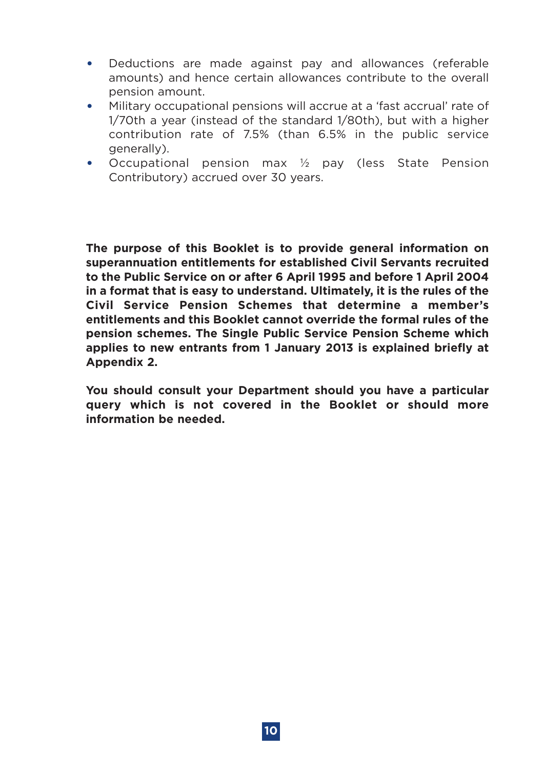- Deductions are made against pay and allowances (referable amounts) and hence certain allowances contribute to the overall pension amount.
- Military occupational pensions will accrue at a 'fast accrual' rate of 1/70th a year (instead of the standard 1/80th), but with a higher contribution rate of 7.5% (than 6.5% in the public service generally).
- Occupational pension max ½ pay (less State Pension Contributory) accrued over 30 years.

**The purpose of this Booklet is to provide general information on superannuation entitlements for established Civil Servants recruited to the Public Service on or after 6 April 1995 and before 1 April 2004 in a format that is easy to understand. Ultimately, it is the rules of the Civil Service Pension Schemes that determine a member's entitlements and this Booklet cannot override the formal rules of the pension schemes. The Single Public Service Pension Scheme which applies to new entrants from 1 January 2013 is explained briefly at Appendix 2.**

**You should consult your Department should you have a particular query which is not covered in the Booklet or should more information be needed.**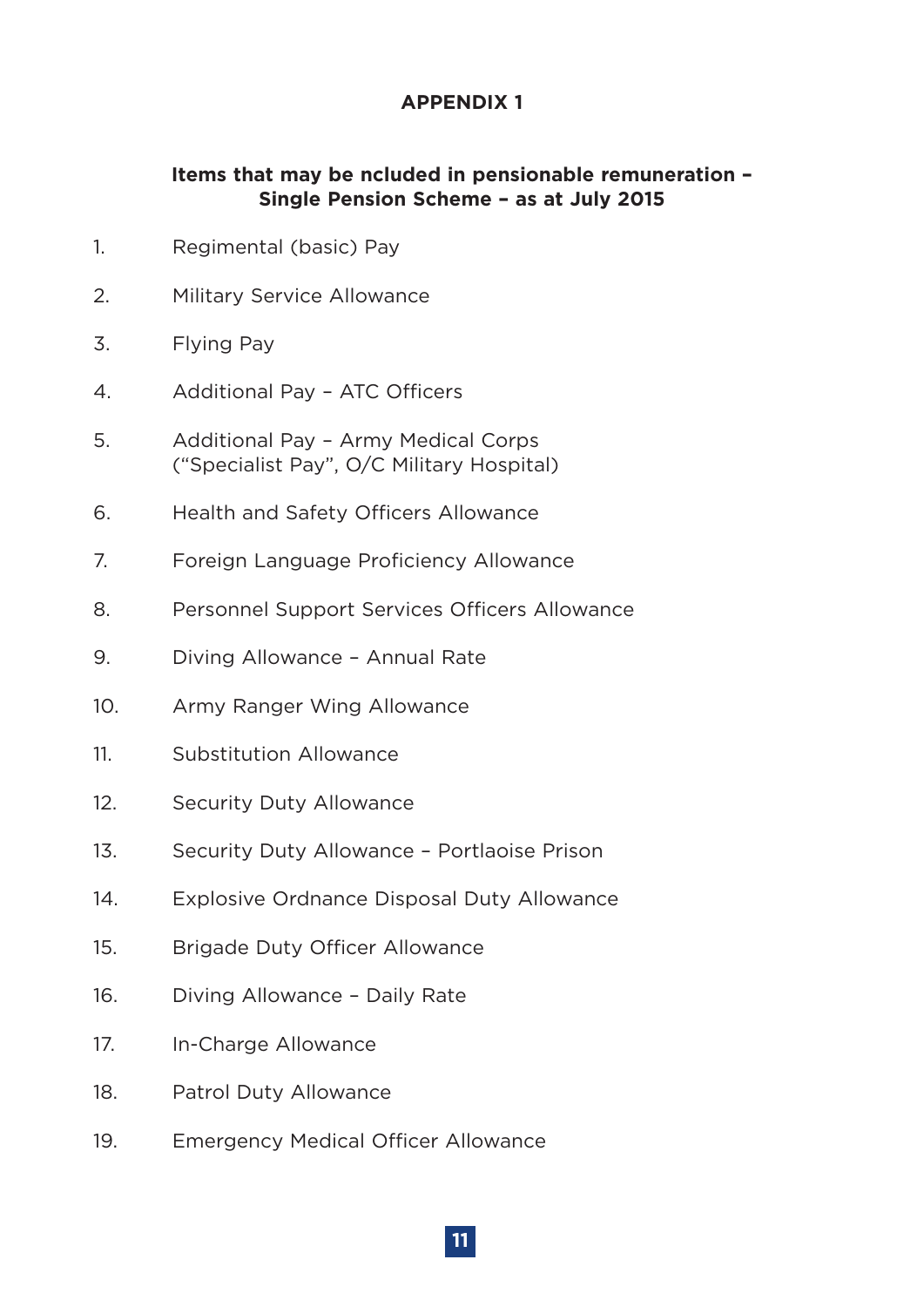# APPENDIX 1

## Items that may be ncluded in pensionable remuneration – Single Pension Scheme – as at July 2015

1. Regimental (basic) Pay
2. Military Service Allowance
3. Flying Pay
4. Additional Pay – ATC Officers
5. Additional Pay – Army Medical Corps ("Specialist Pay", O/C Military Hospital)
6. Health and Safety Officers Allowance
7. Foreign Language Proficiency Allowance
8. Personnel Support Services Officers Allowance
9. Diving Allowance – Annual Rate
10. Army Ranger Wing Allowance
11. Substitution Allowance
12. Security Duty Allowance
13. Security Duty Allowance – Portlaoise Prison
14. Explosive Ordnance Disposal Duty Allowance
15. Brigade Duty Officer Allowance
16. Diving Allowance – Daily Rate
17. In-Charge Allowance
18. Patrol Duty Allowance
19. Emergency Medical Officer Allowance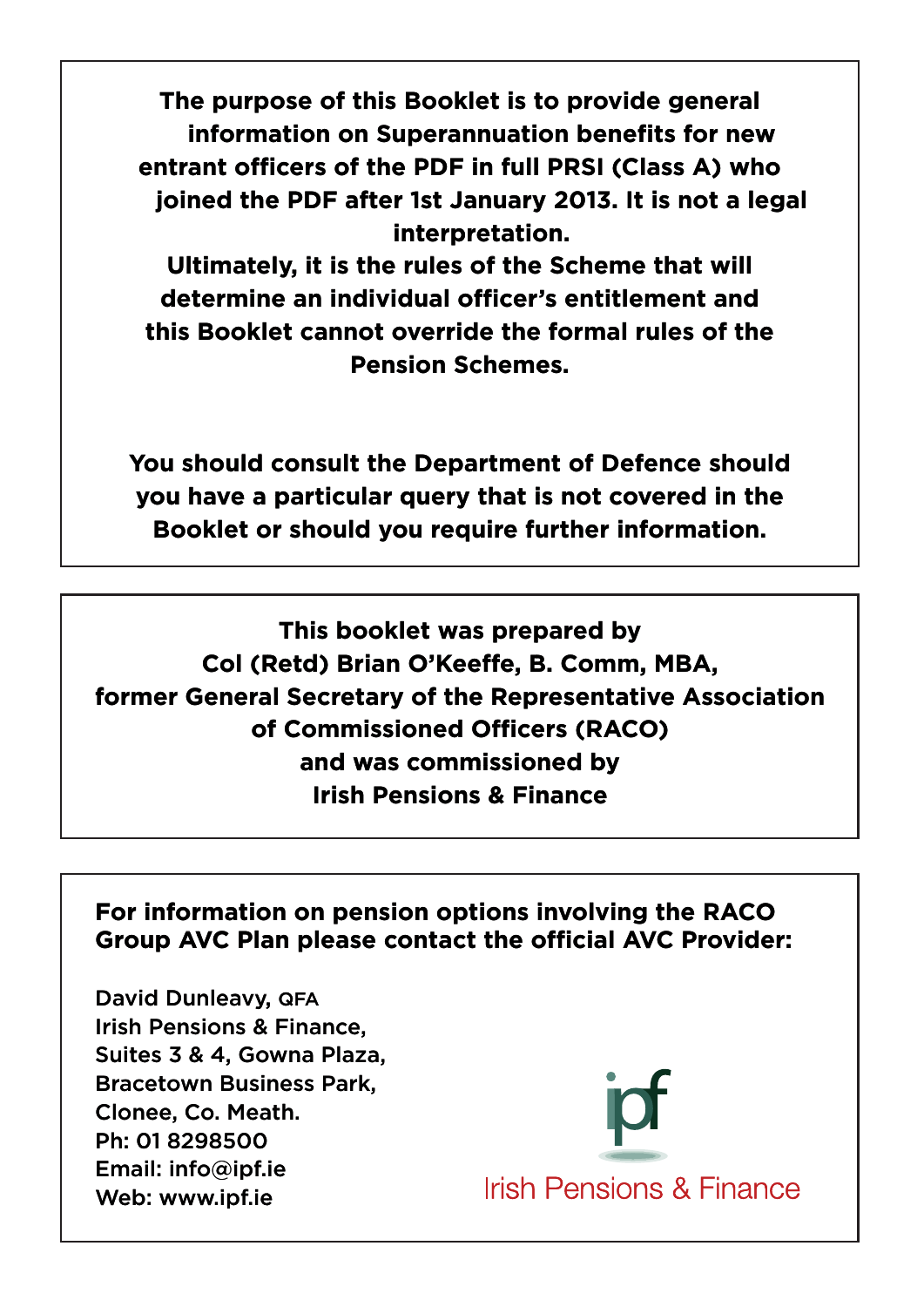**The purpose of this Booklet is to provide general information on Superannuation benefits for new entrant officers of the PDF in full PRSI (Class A) who joined the PDF after 1st January 2013. It is not a legal interpretation.**

**Ultimately, it is the rules of the Scheme that will determine an individual officer's entitlement and this Booklet cannot override the formal rules of the Pension Schemes.**

**You should consult the Department of Defence should you have a particular query that is not covered in the Booklet or should you require further information.**

**This booklet was prepared by**
**Col (Retd) Brian O'Keeffe, B. Comm, MBA,**
**former General Secretary of the Representative Association of Commissioned Officers (RACO)**
**and was commissioned by**
**Irish Pensions & Finance**

**For information on pension options involving the RACO Group AVC Plan please contact the official AVC Provider:**

David Dunleavy, QFA
Irish Pensions & Finance,
Suites 3 & 4, Gowna Plaza,
Bracetown Business Park,
Clonee, Co. Meath.
Ph: 01 8298500
Email: info@ipf.ie
Web: www.ipf.ie

ipf
Irish Pensions & Finance